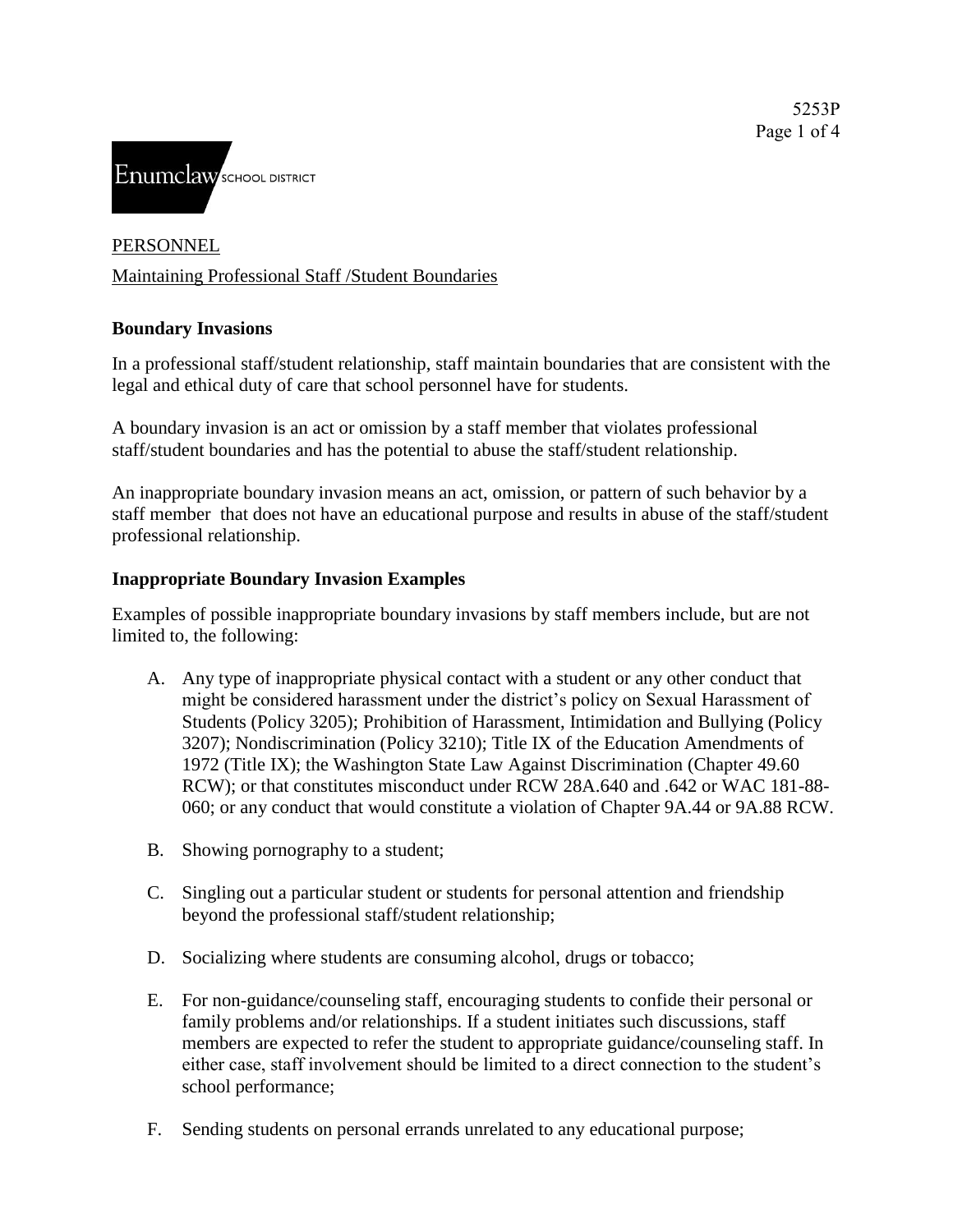Enumclaw SCHOOL DISTRICT

PERSONNEL

Maintaining Professional Staff /Student Boundaries

## Boundary Invasions

In a professional staff/student relationship, staff maintain boundaries that are consistent with the legal and ethical duty of care that school personnel have for students.

A boundary invasion is an act or omission by a staff member that violates professional staff/student boundaries and has the potential to abuse the staff/student relationship.

An inappropriate boundary invasion means an act, omission, or pattern of such behavior by a staff member that does not have an educational purpose and results in abuse of the staff/student professional relationship.

## Inappropriate Boundary Invasion Examples

Examples of possible inappropriate boundary invasions by staff members include, but are not limited to, the following:

A. Any type of inappropriate physical contact with a student or any other conduct that might be considered harassment under the district's policy on Sexual Harassment of Students (Policy 3205); Prohibition of Harassment, Intimidation and Bullying (Policy 3207); Nondiscrimination (Policy 3210); Title IX of the Education Amendments of 1972 (Title IX); the Washington State Law Against Discrimination (Chapter 49.60 RCW); or that constitutes misconduct under RCW 28A.640 and .642 or WAC 181-88-060; or any conduct that would constitute a violation of Chapter 9A.44 or 9A.88 RCW.

B. Showing pornography to a student;

C. Singling out a particular student or students for personal attention and friendship beyond the professional staff/student relationship;

D. Socializing where students are consuming alcohol, drugs or tobacco;

E. For non-guidance/counseling staff, encouraging students to confide their personal or family problems and/or relationships. If a student initiates such discussions, staff members are expected to refer the student to appropriate guidance/counseling staff. In either case, staff involvement should be limited to a direct connection to the student's school performance;

F. Sending students on personal errands unrelated to any educational purpose;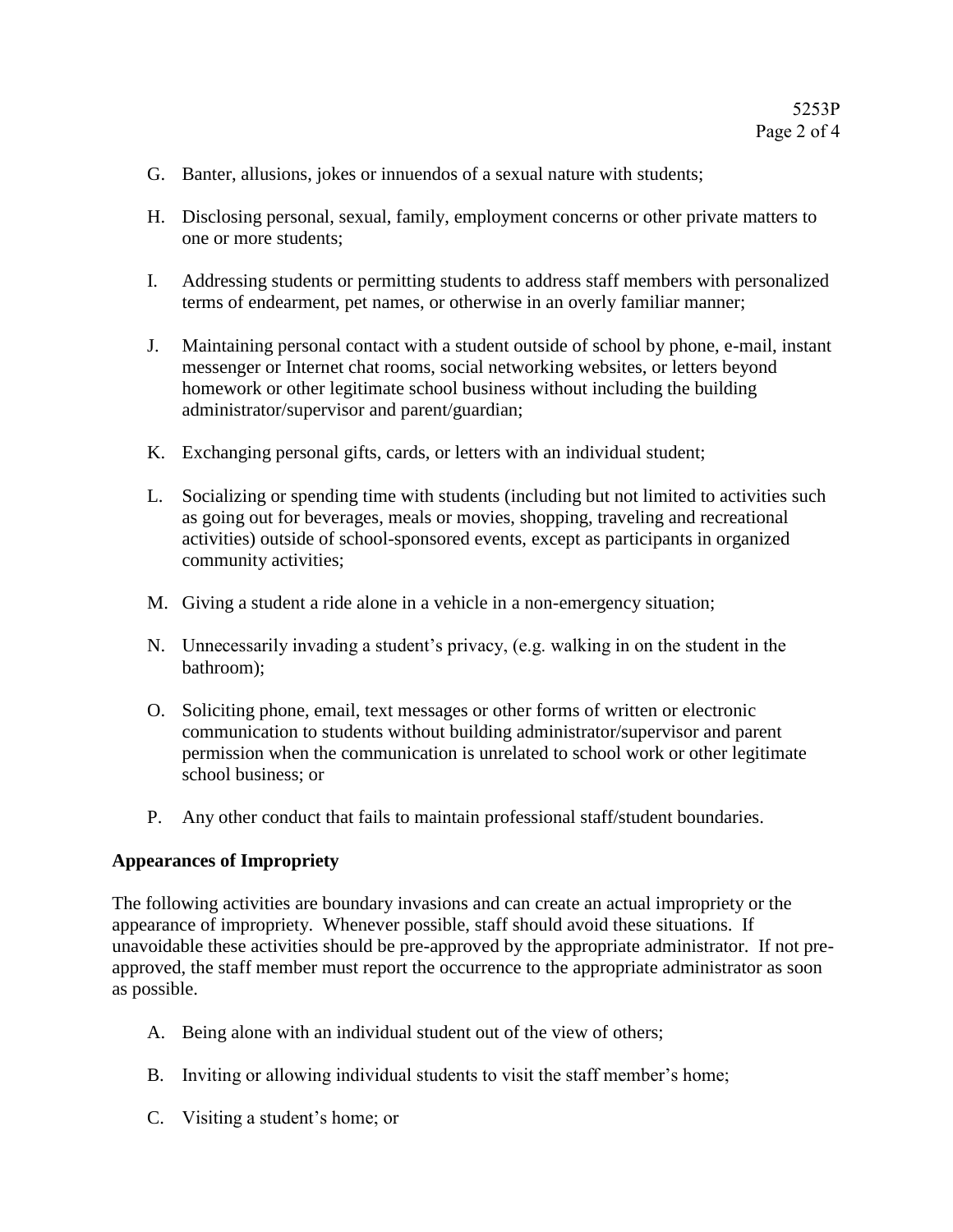G. Banter, allusions, jokes or innuendos of a sexual nature with students;

H. Disclosing personal, sexual, family, employment concerns or other private matters to one or more students;

I. Addressing students or permitting students to address staff members with personalized terms of endearment, pet names, or otherwise in an overly familiar manner;

J. Maintaining personal contact with a student outside of school by phone, e-mail, instant messenger or Internet chat rooms, social networking websites, or letters beyond homework or other legitimate school business without including the building administrator/supervisor and parent/guardian;

K. Exchanging personal gifts, cards, or letters with an individual student;

L. Socializing or spending time with students (including but not limited to activities such as going out for beverages, meals or movies, shopping, traveling and recreational activities) outside of school-sponsored events, except as participants in organized community activities;

M. Giving a student a ride alone in a vehicle in a non-emergency situation;

N. Unnecessarily invading a student's privacy, (e.g. walking in on the student in the bathroom);

O. Soliciting phone, email, text messages or other forms of written or electronic communication to students without building administrator/supervisor and parent permission when the communication is unrelated to school work or other legitimate school business; or

P. Any other conduct that fails to maintain professional staff/student boundaries.

**Appearances of Impropriety**

The following activities are boundary invasions and can create an actual impropriety or the appearance of impropriety. Whenever possible, staff should avoid these situations. If unavoidable these activities should be pre-approved by the appropriate administrator. If not pre-approved, the staff member must report the occurrence to the appropriate administrator as soon as possible.

A. Being alone with an individual student out of the view of others;

B. Inviting or allowing individual students to visit the staff member's home;

C. Visiting a student's home; or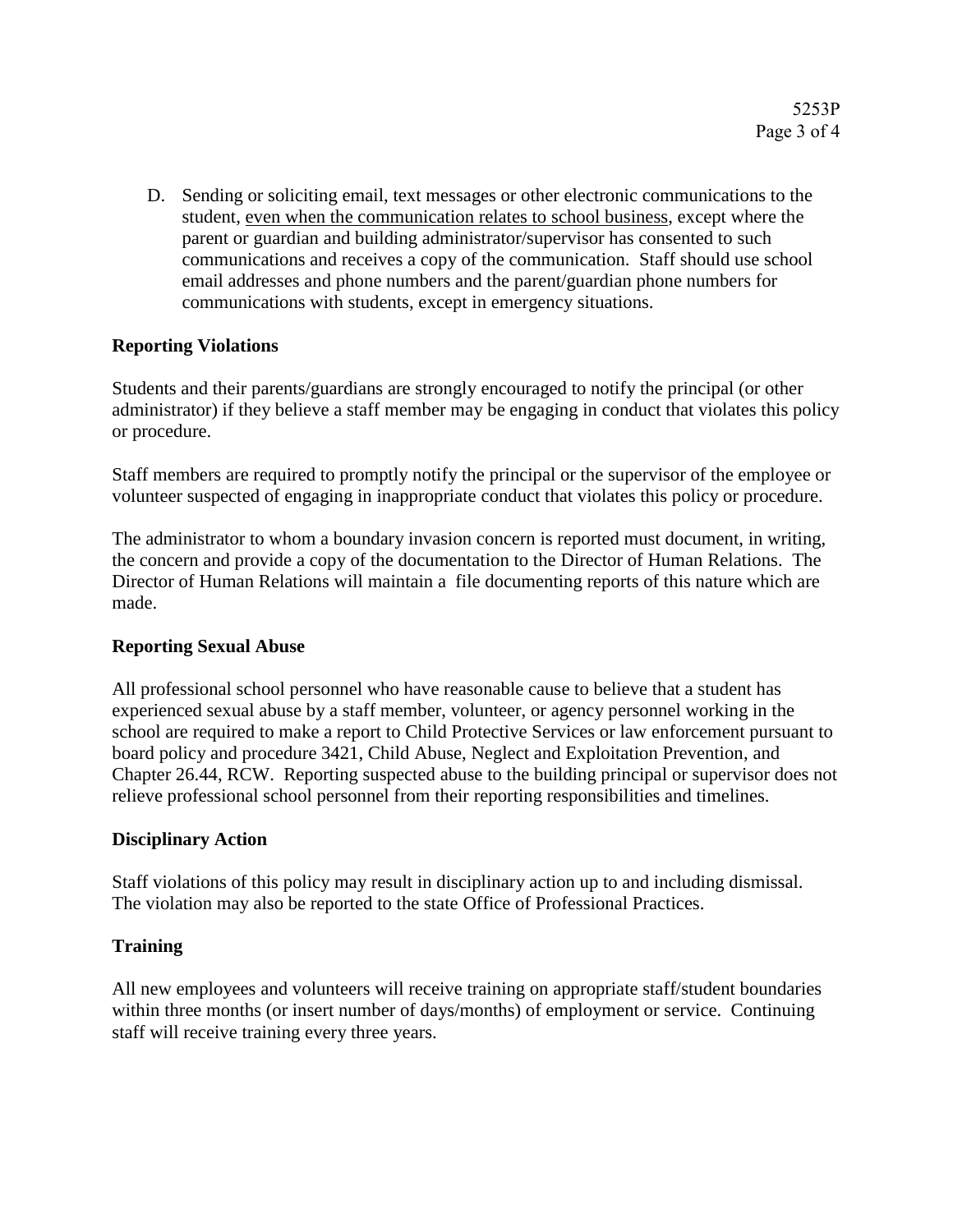D. Sending or soliciting email, text messages or other electronic communications to the student, <u>even when the communication relates to school business</u>, except where the parent or guardian and building administrator/supervisor has consented to such communications and receives a copy of the communication. Staff should use school email addresses and phone numbers and the parent/guardian phone numbers for communications with students, except in emergency situations.

**Reporting Violations**

Students and their parents/guardians are strongly encouraged to notify the principal (or other administrator) if they believe a staff member may be engaging in conduct that violates this policy or procedure.

Staff members are required to promptly notify the principal or the supervisor of the employee or volunteer suspected of engaging in inappropriate conduct that violates this policy or procedure.

The administrator to whom a boundary invasion concern is reported must document, in writing, the concern and provide a copy of the documentation to the Director of Human Relations. The Director of Human Relations will maintain a file documenting reports of this nature which are made.

**Reporting Sexual Abuse**

All professional school personnel who have reasonable cause to believe that a student has experienced sexual abuse by a staff member, volunteer, or agency personnel working in the school are required to make a report to Child Protective Services or law enforcement pursuant to board policy and procedure 3421, Child Abuse, Neglect and Exploitation Prevention, and Chapter 26.44, RCW. Reporting suspected abuse to the building principal or supervisor does not relieve professional school personnel from their reporting responsibilities and timelines.

**Disciplinary Action**

Staff violations of this policy may result in disciplinary action up to and including dismissal. The violation may also be reported to the state Office of Professional Practices.

**Training**

All new employees and volunteers will receive training on appropriate staff/student boundaries within three months (or insert number of days/months) of employment or service. Continuing staff will receive training every three years.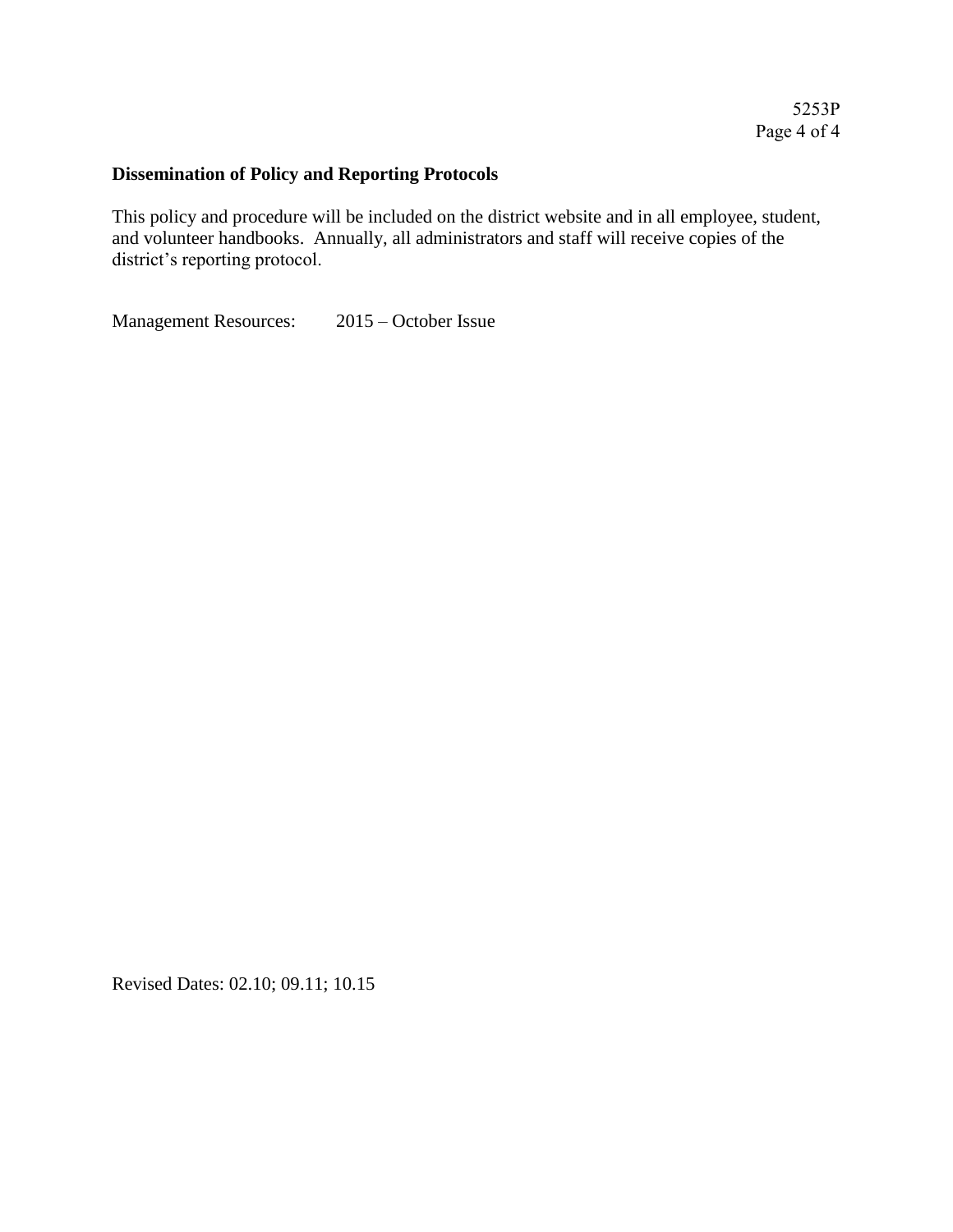## Dissemination of Policy and Reporting Protocols

This policy and procedure will be included on the district website and in all employee, student, and volunteer handbooks. Annually, all administrators and staff will receive copies of the district's reporting protocol.

Management Resources: 2015 – October Issue

Revised Dates: 02.10; 09.11; 10.15